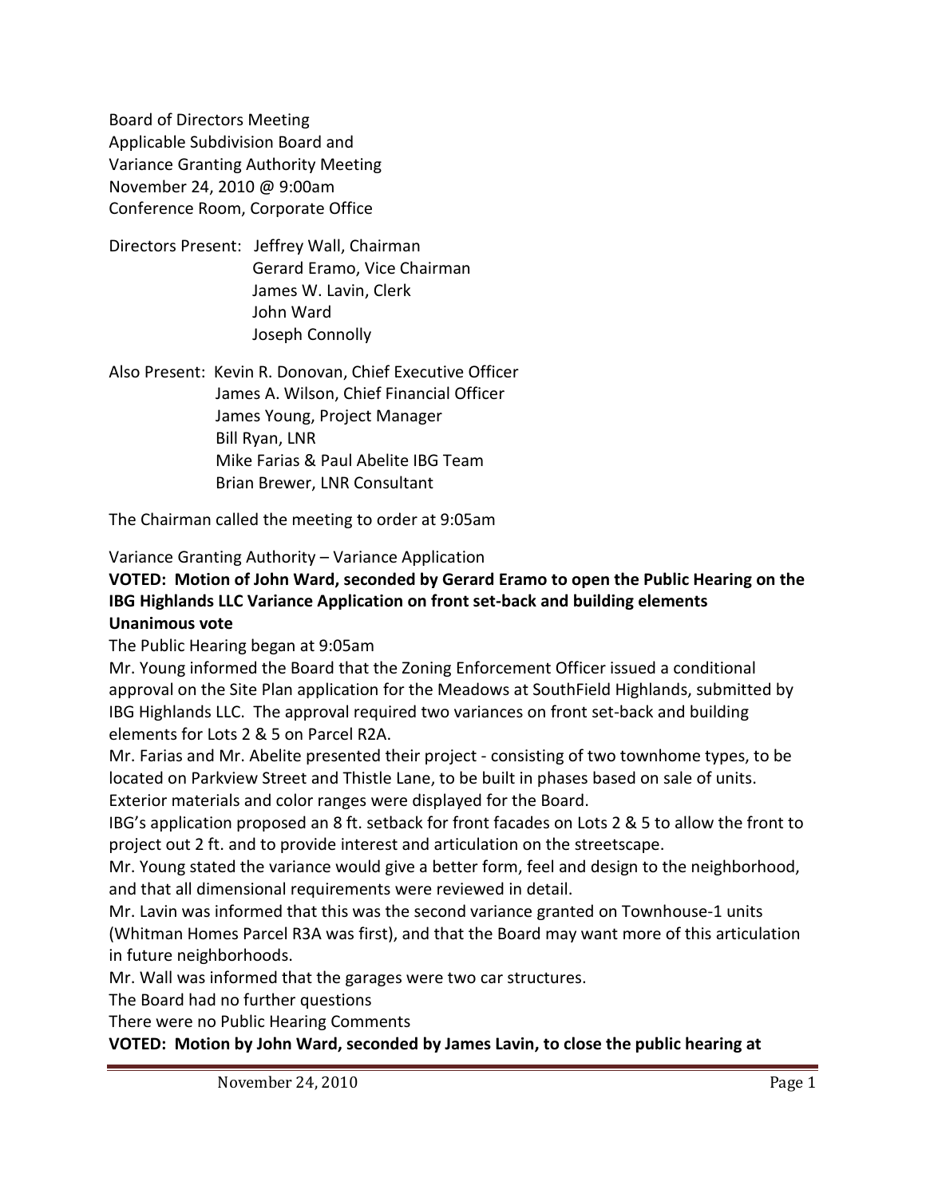Board of Directors Meeting
Applicable Subdivision Board and
Variance Granting Authority Meeting
November 24, 2010 @ 9:00am
Conference Room, Corporate Office

Directors Present: Jeffrey Wall, Chairman
Gerard Eramo, Vice Chairman
James W. Lavin, Clerk
John Ward
Joseph Connolly

Also Present: Kevin R. Donovan, Chief Executive Officer
James A. Wilson, Chief Financial Officer
James Young, Project Manager
Bill Ryan, LNR
Mike Farias & Paul Abelite IBG Team
Brian Brewer, LNR Consultant

The Chairman called the meeting to order at 9:05am

Variance Granting Authority – Variance Application

**VOTED: Motion of John Ward, seconded by Gerard Eramo to open the Public Hearing on the IBG Highlands LLC Variance Application on front set-back and building elements**
**Unanimous vote**

The Public Hearing began at 9:05am

Mr. Young informed the Board that the Zoning Enforcement Officer issued a conditional approval on the Site Plan application for the Meadows at SouthField Highlands, submitted by IBG Highlands LLC. The approval required two variances on front set-back and building elements for Lots 2 & 5 on Parcel R2A.

Mr. Farias and Mr. Abelite presented their project - consisting of two townhome types, to be located on Parkview Street and Thistle Lane, to be built in phases based on sale of units. Exterior materials and color ranges were displayed for the Board.

IBG's application proposed an 8 ft. setback for front facades on Lots 2 & 5 to allow the front to project out 2 ft. and to provide interest and articulation on the streetscape.

Mr. Young stated the variance would give a better form, feel and design to the neighborhood, and that all dimensional requirements were reviewed in detail.

Mr. Lavin was informed that this was the second variance granted on Townhouse-1 units (Whitman Homes Parcel R3A was first), and that the Board may want more of this articulation in future neighborhoods.

Mr. Wall was informed that the garages were two car structures.

The Board had no further questions

There were no Public Hearing Comments

**VOTED: Motion by John Ward, seconded by James Lavin, to close the public hearing at**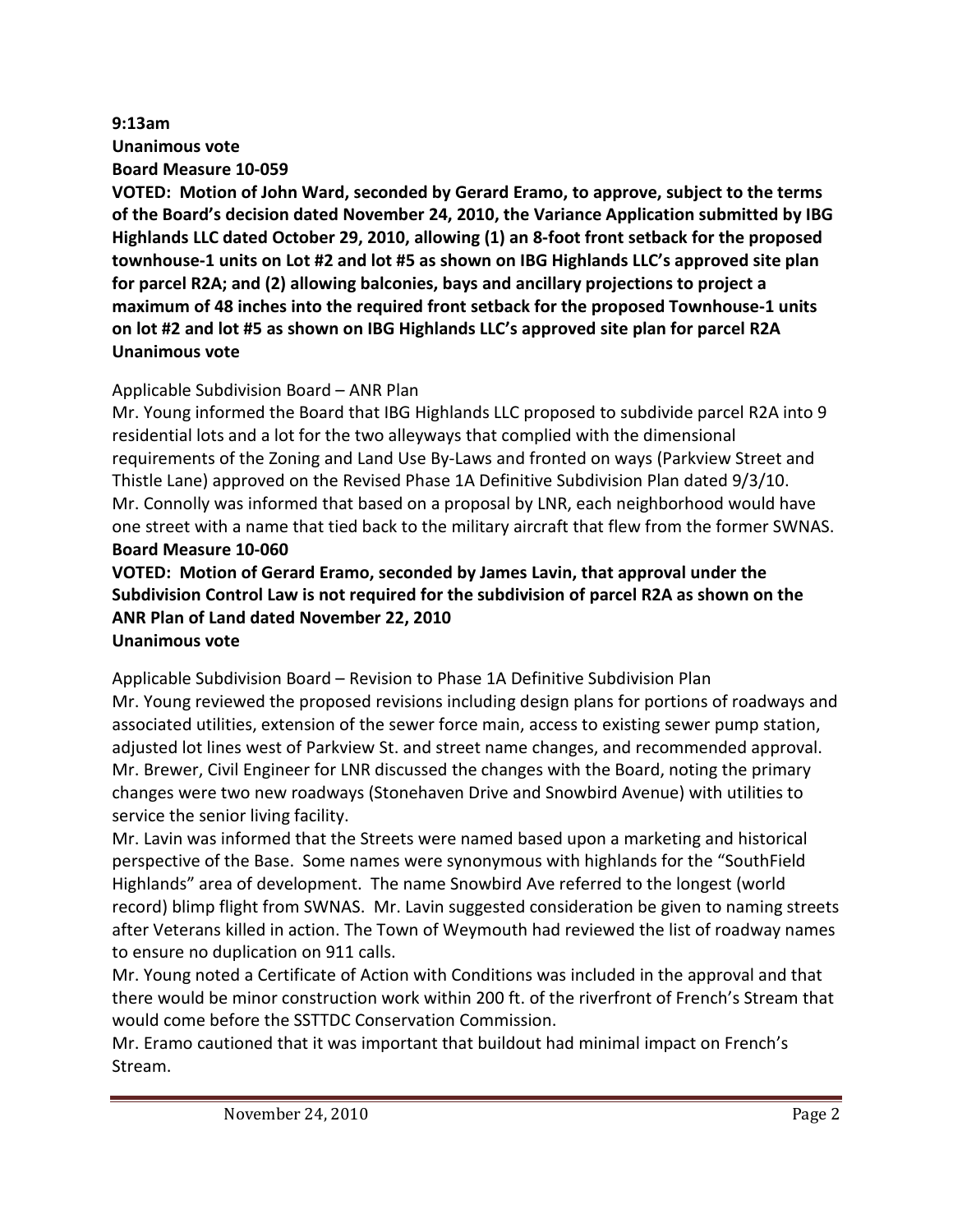**9:13am**
**Unanimous vote**
**Board Measure 10-059**
**VOTED: Motion of John Ward, seconded by Gerard Eramo, to approve, subject to the terms of the Board's decision dated November 24, 2010, the Variance Application submitted by IBG Highlands LLC dated October 29, 2010, allowing (1) an 8-foot front setback for the proposed townhouse-1 units on Lot #2 and lot #5 as shown on IBG Highlands LLC's approved site plan for parcel R2A; and (2) allowing balconies, bays and ancillary projections to project a maximum of 48 inches into the required front setback for the proposed Townhouse-1 units on lot #2 and lot #5 as shown on IBG Highlands LLC's approved site plan for parcel R2A**
**Unanimous vote**

Applicable Subdivision Board – ANR Plan
Mr. Young informed the Board that IBG Highlands LLC proposed to subdivide parcel R2A into 9 residential lots and a lot for the two alleyways that complied with the dimensional requirements of the Zoning and Land Use By-Laws and fronted on ways (Parkview Street and Thistle Lane) approved on the Revised Phase 1A Definitive Subdivision Plan dated 9/3/10.
Mr. Connolly was informed that based on a proposal by LNR, each neighborhood would have one street with a name that tied back to the military aircraft that flew from the former SWNAS.
**Board Measure 10-060**
**VOTED: Motion of Gerard Eramo, seconded by James Lavin, that approval under the Subdivision Control Law is not required for the subdivision of parcel R2A as shown on the ANR Plan of Land dated November 22, 2010**
**Unanimous vote**

Applicable Subdivision Board – Revision to Phase 1A Definitive Subdivision Plan
Mr. Young reviewed the proposed revisions including design plans for portions of roadways and associated utilities, extension of the sewer force main, access to existing sewer pump station, adjusted lot lines west of Parkview St. and street name changes, and recommended approval.
Mr. Brewer, Civil Engineer for LNR discussed the changes with the Board, noting the primary changes were two new roadways (Stonehaven Drive and Snowbird Avenue) with utilities to service the senior living facility.
Mr. Lavin was informed that the Streets were named based upon a marketing and historical perspective of the Base. Some names were synonymous with highlands for the "SouthField Highlands" area of development. The name Snowbird Ave referred to the longest (world record) blimp flight from SWNAS. Mr. Lavin suggested consideration be given to naming streets after Veterans killed in action. The Town of Weymouth had reviewed the list of roadway names to ensure no duplication on 911 calls.
Mr. Young noted a Certificate of Action with Conditions was included in the approval and that there would be minor construction work within 200 ft. of the riverfront of French's Stream that would come before the SSTTDC Conservation Commission.
Mr. Eramo cautioned that it was important that buildout had minimal impact on French's Stream.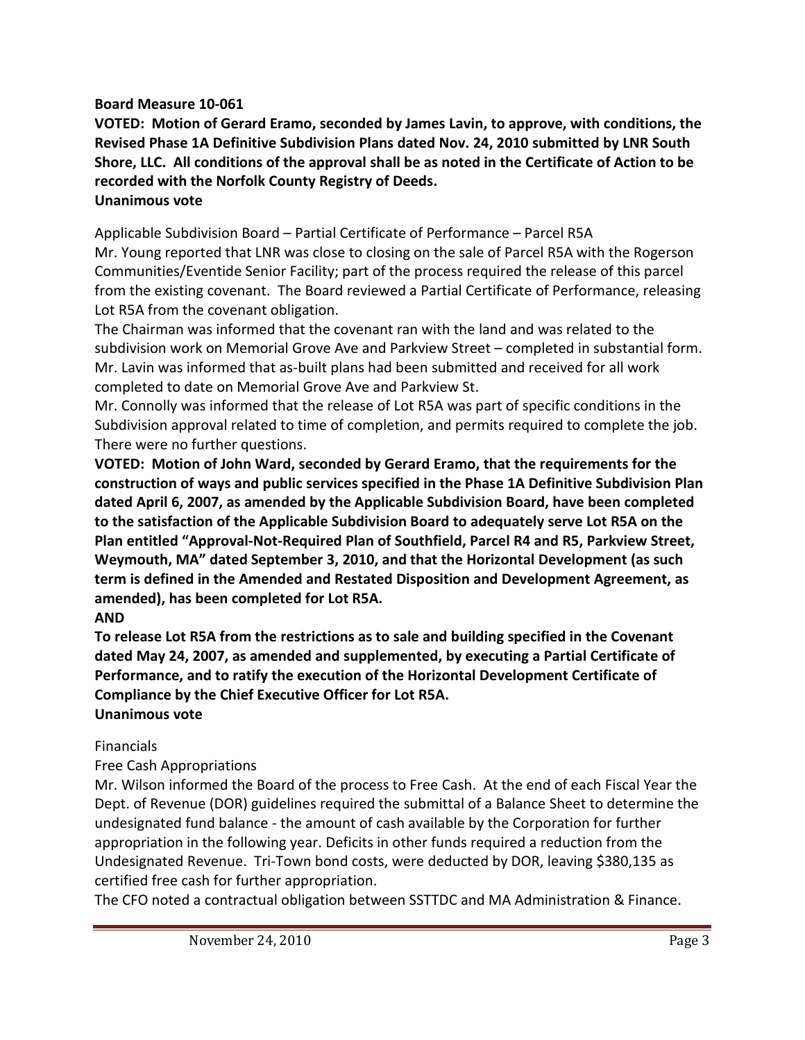**Board Measure 10-061**

**VOTED: Motion of Gerard Eramo, seconded by James Lavin, to approve, with conditions, the Revised Phase 1A Definitive Subdivision Plans dated Nov. 24, 2010 submitted by LNR South Shore, LLC. All conditions of the approval shall be as noted in the Certificate of Action to be recorded with the Norfolk County Registry of Deeds.**
**Unanimous vote**

Applicable Subdivision Board – Partial Certificate of Performance – Parcel R5A
Mr. Young reported that LNR was close to closing on the sale of Parcel R5A with the Rogerson Communities/Eventide Senior Facility; part of the process required the release of this parcel from the existing covenant. The Board reviewed a Partial Certificate of Performance, releasing Lot R5A from the covenant obligation.
The Chairman was informed that the covenant ran with the land and was related to the subdivision work on Memorial Grove Ave and Parkview Street – completed in substantial form.
Mr. Lavin was informed that as-built plans had been submitted and received for all work completed to date on Memorial Grove Ave and Parkview St.
Mr. Connolly was informed that the release of Lot R5A was part of specific conditions in the Subdivision approval related to time of completion, and permits required to complete the job. There were no further questions.

**VOTED: Motion of John Ward, seconded by Gerard Eramo, that the requirements for the construction of ways and public services specified in the Phase 1A Definitive Subdivision Plan dated April 6, 2007, as amended by the Applicable Subdivision Board, have been completed to the satisfaction of the Applicable Subdivision Board to adequately serve Lot R5A on the Plan entitled "Approval-Not-Required Plan of Southfield, Parcel R4 and R5, Parkview Street, Weymouth, MA" dated September 3, 2010, and that the Horizontal Development (as such term is defined in the Amended and Restated Disposition and Development Agreement, as amended), has been completed for Lot R5A.**
**AND**
**To release Lot R5A from the restrictions as to sale and building specified in the Covenant dated May 24, 2007, as amended and supplemented, by executing a Partial Certificate of Performance, and to ratify the execution of the Horizontal Development Certificate of Compliance by the Chief Executive Officer for Lot R5A.**
**Unanimous vote**

Financials

Free Cash Appropriations

Mr. Wilson informed the Board of the process to Free Cash. At the end of each Fiscal Year the Dept. of Revenue (DOR) guidelines required the submittal of a Balance Sheet to determine the undesignated fund balance - the amount of cash available by the Corporation for further appropriation in the following year. Deficits in other funds required a reduction from the Undesignated Revenue. Tri-Town bond costs, were deducted by DOR, leaving $380,135 as certified free cash for further appropriation.
The CFO noted a contractual obligation between SSTTDC and MA Administration & Finance.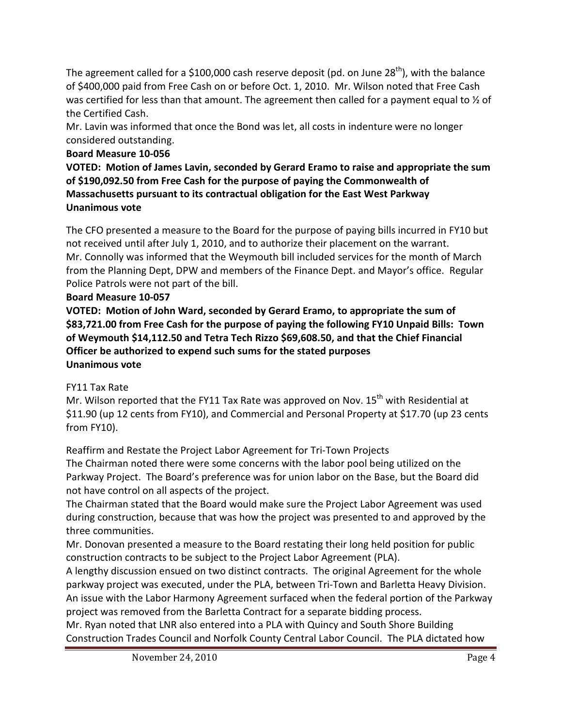The agreement called for a $100,000 cash reserve deposit (pd. on June 28th), with the balance of $400,000 paid from Free Cash on or before Oct. 1, 2010. Mr. Wilson noted that Free Cash was certified for less than that amount. The agreement then called for a payment equal to ½ of the Certified Cash.

Mr. Lavin was informed that once the Bond was let, all costs in indenture were no longer considered outstanding.

**Board Measure 10-056**

**VOTED: Motion of James Lavin, seconded by Gerard Eramo to raise and appropriate the sum of $190,092.50 from Free Cash for the purpose of paying the Commonwealth of Massachusetts pursuant to its contractual obligation for the East West Parkway**
**Unanimous vote**

The CFO presented a measure to the Board for the purpose of paying bills incurred in FY10 but not received until after July 1, 2010, and to authorize their placement on the warrant.

Mr. Connolly was informed that the Weymouth bill included services for the month of March from the Planning Dept, DPW and members of the Finance Dept. and Mayor's office. Regular Police Patrols were not part of the bill.

**Board Measure 10-057**

**VOTED: Motion of John Ward, seconded by Gerard Eramo, to appropriate the sum of $83,721.00 from Free Cash for the purpose of paying the following FY10 Unpaid Bills: Town of Weymouth $14,112.50 and Tetra Tech Rizzo $69,608.50, and that the Chief Financial Officer be authorized to expend such sums for the stated purposes**
**Unanimous vote**

FY11 Tax Rate

Mr. Wilson reported that the FY11 Tax Rate was approved on Nov. 15th with Residential at $11.90 (up 12 cents from FY10), and Commercial and Personal Property at $17.70 (up 23 cents from FY10).

Reaffirm and Restate the Project Labor Agreement for Tri-Town Projects

The Chairman noted there were some concerns with the labor pool being utilized on the Parkway Project. The Board's preference was for union labor on the Base, but the Board did not have control on all aspects of the project.

The Chairman stated that the Board would make sure the Project Labor Agreement was used during construction, because that was how the project was presented to and approved by the three communities.

Mr. Donovan presented a measure to the Board restating their long held position for public construction contracts to be subject to the Project Labor Agreement (PLA).

A lengthy discussion ensued on two distinct contracts. The original Agreement for the whole parkway project was executed, under the PLA, between Tri-Town and Barletta Heavy Division. An issue with the Labor Harmony Agreement surfaced when the federal portion of the Parkway project was removed from the Barletta Contract for a separate bidding process.

Mr. Ryan noted that LNR also entered into a PLA with Quincy and South Shore Building Construction Trades Council and Norfolk County Central Labor Council. The PLA dictated how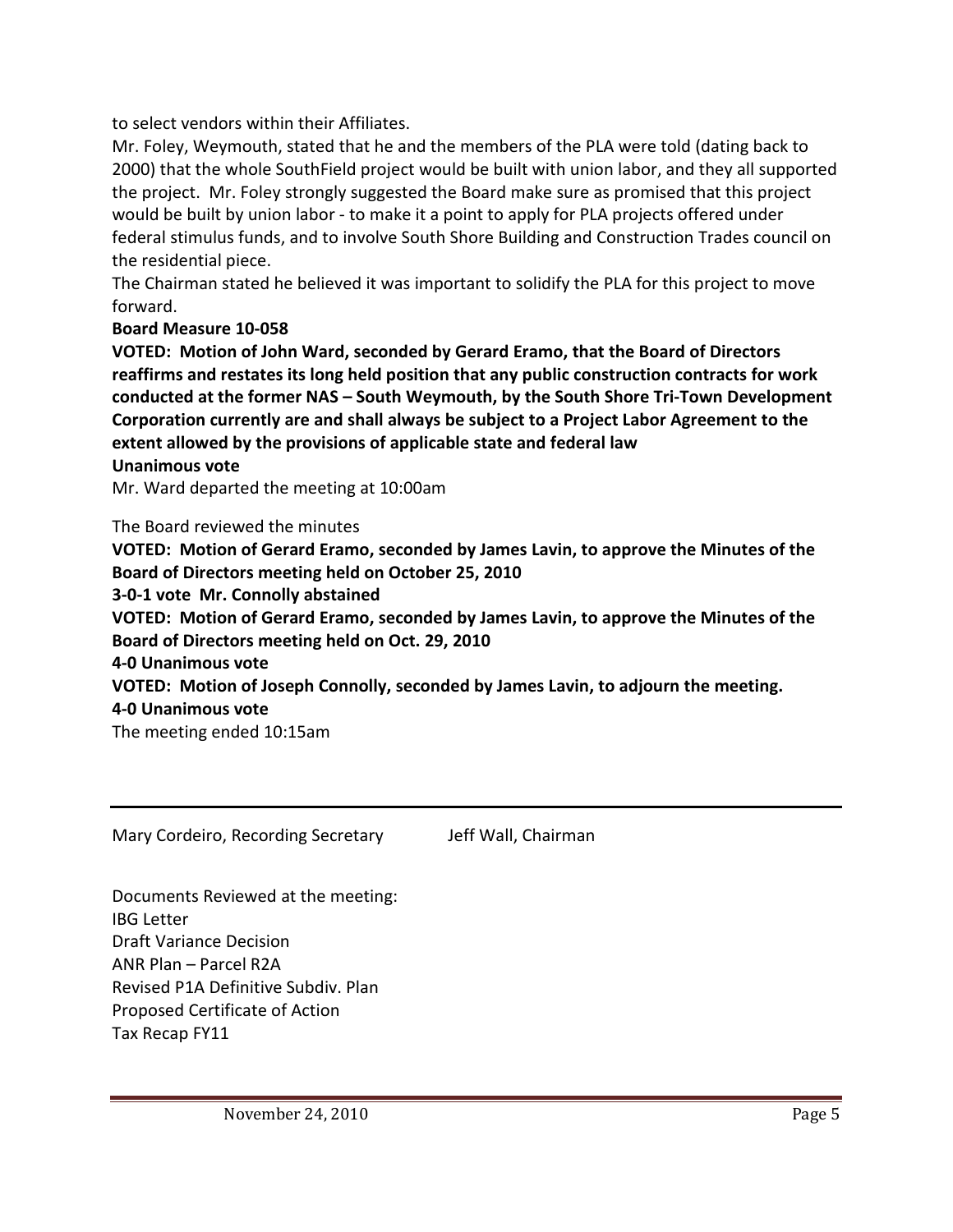to select vendors within their Affiliates.

Mr. Foley, Weymouth, stated that he and the members of the PLA were told (dating back to 2000) that the whole SouthField project would be built with union labor, and they all supported the project. Mr. Foley strongly suggested the Board make sure as promised that this project would be built by union labor - to make it a point to apply for PLA projects offered under federal stimulus funds, and to involve South Shore Building and Construction Trades council on the residential piece.

The Chairman stated he believed it was important to solidify the PLA for this project to move forward.

**Board Measure 10-058**

**VOTED: Motion of John Ward, seconded by Gerard Eramo, that the Board of Directors reaffirms and restates its long held position that any public construction contracts for work conducted at the former NAS – South Weymouth, by the South Shore Tri-Town Development Corporation currently are and shall always be subject to a Project Labor Agreement to the extent allowed by the provisions of applicable state and federal law**

**Unanimous vote**

Mr. Ward departed the meeting at 10:00am

The Board reviewed the minutes

**VOTED: Motion of Gerard Eramo, seconded by James Lavin, to approve the Minutes of the Board of Directors meeting held on October 25, 2010**

**3-0-1 vote Mr. Connolly abstained**

**VOTED: Motion of Gerard Eramo, seconded by James Lavin, to approve the Minutes of the Board of Directors meeting held on Oct. 29, 2010**

**4-0 Unanimous vote**

**VOTED: Motion of Joseph Connolly, seconded by James Lavin, to adjourn the meeting.**

**4-0 Unanimous vote**

The meeting ended 10:15am

---

Mary Cordeiro, Recording Secretary Jeff Wall, Chairman

Documents Reviewed at the meeting:

IBG Letter

Draft Variance Decision

ANR Plan – Parcel R2A

Revised P1A Definitive Subdiv. Plan

Proposed Certificate of Action

Tax Recap FY11